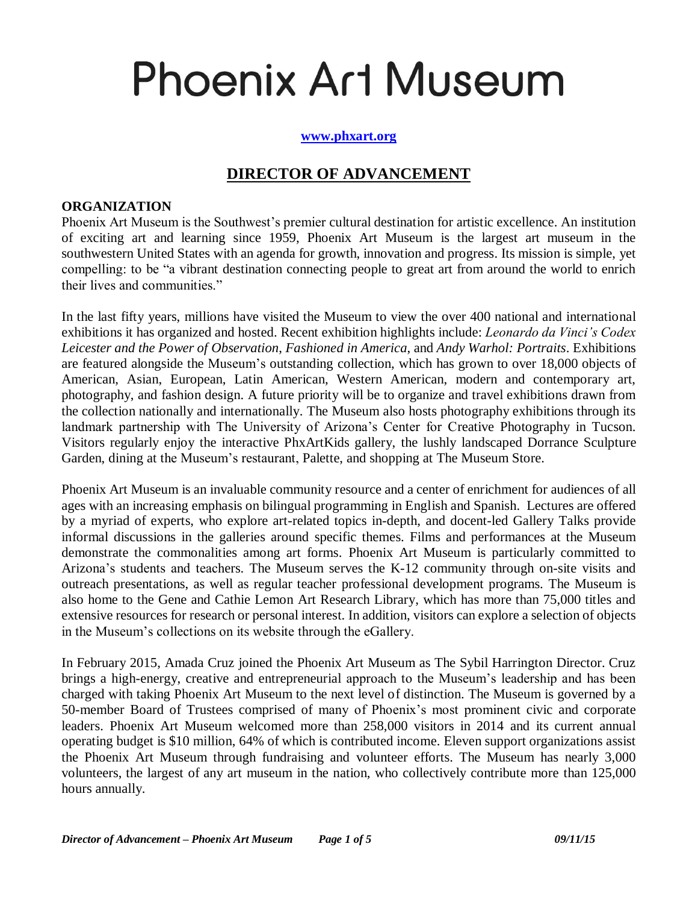# Phoenix Art Museum

**www.phxart.org**

## DIRECTOR OF ADVANCEMENT

### ORGANIZATION

Phoenix Art Museum is the Southwest's premier cultural destination for artistic excellence. An institution of exciting art and learning since 1959, Phoenix Art Museum is the largest art museum in the southwestern United States with an agenda for growth, innovation and progress. Its mission is simple, yet compelling: to be "a vibrant destination connecting people to great art from around the world to enrich their lives and communities."

In the last fifty years, millions have visited the Museum to view the over 400 national and international exhibitions it has organized and hosted. Recent exhibition highlights include: *Leonardo da Vinci's Codex Leicester and the Power of Observation*, *Fashioned in America*, and *Andy Warhol: Portraits*. Exhibitions are featured alongside the Museum's outstanding collection, which has grown to over 18,000 objects of American, Asian, European, Latin American, Western American, modern and contemporary art, photography, and fashion design. A future priority will be to organize and travel exhibitions drawn from the collection nationally and internationally. The Museum also hosts photography exhibitions through its landmark partnership with The University of Arizona's Center for Creative Photography in Tucson. Visitors regularly enjoy the interactive PhxArtKids gallery, the lushly landscaped Dorrance Sculpture Garden, dining at the Museum's restaurant, Palette, and shopping at The Museum Store.

Phoenix Art Museum is an invaluable community resource and a center of enrichment for audiences of all ages with an increasing emphasis on bilingual programming in English and Spanish. Lectures are offered by a myriad of experts, who explore art-related topics in-depth, and docent-led Gallery Talks provide informal discussions in the galleries around specific themes. Films and performances at the Museum demonstrate the commonalities among art forms. Phoenix Art Museum is particularly committed to Arizona's students and teachers. The Museum serves the K-12 community through on-site visits and outreach presentations, as well as regular teacher professional development programs. The Museum is also home to the Gene and Cathie Lemon Art Research Library, which has more than 75,000 titles and extensive resources for research or personal interest. In addition, visitors can explore a selection of objects in the Museum's collections on its website through the eGallery.

In February 2015, Amada Cruz joined the Phoenix Art Museum as The Sybil Harrington Director. Cruz brings a high-energy, creative and entrepreneurial approach to the Museum's leadership and has been charged with taking Phoenix Art Museum to the next level of distinction. The Museum is governed by a 50-member Board of Trustees comprised of many of Phoenix's most prominent civic and corporate leaders. Phoenix Art Museum welcomed more than 258,000 visitors in 2014 and its current annual operating budget is $10 million, 64% of which is contributed income. Eleven support organizations assist the Phoenix Art Museum through fundraising and volunteer efforts. The Museum has nearly 3,000 volunteers, the largest of any art museum in the nation, who collectively contribute more than 125,000 hours annually.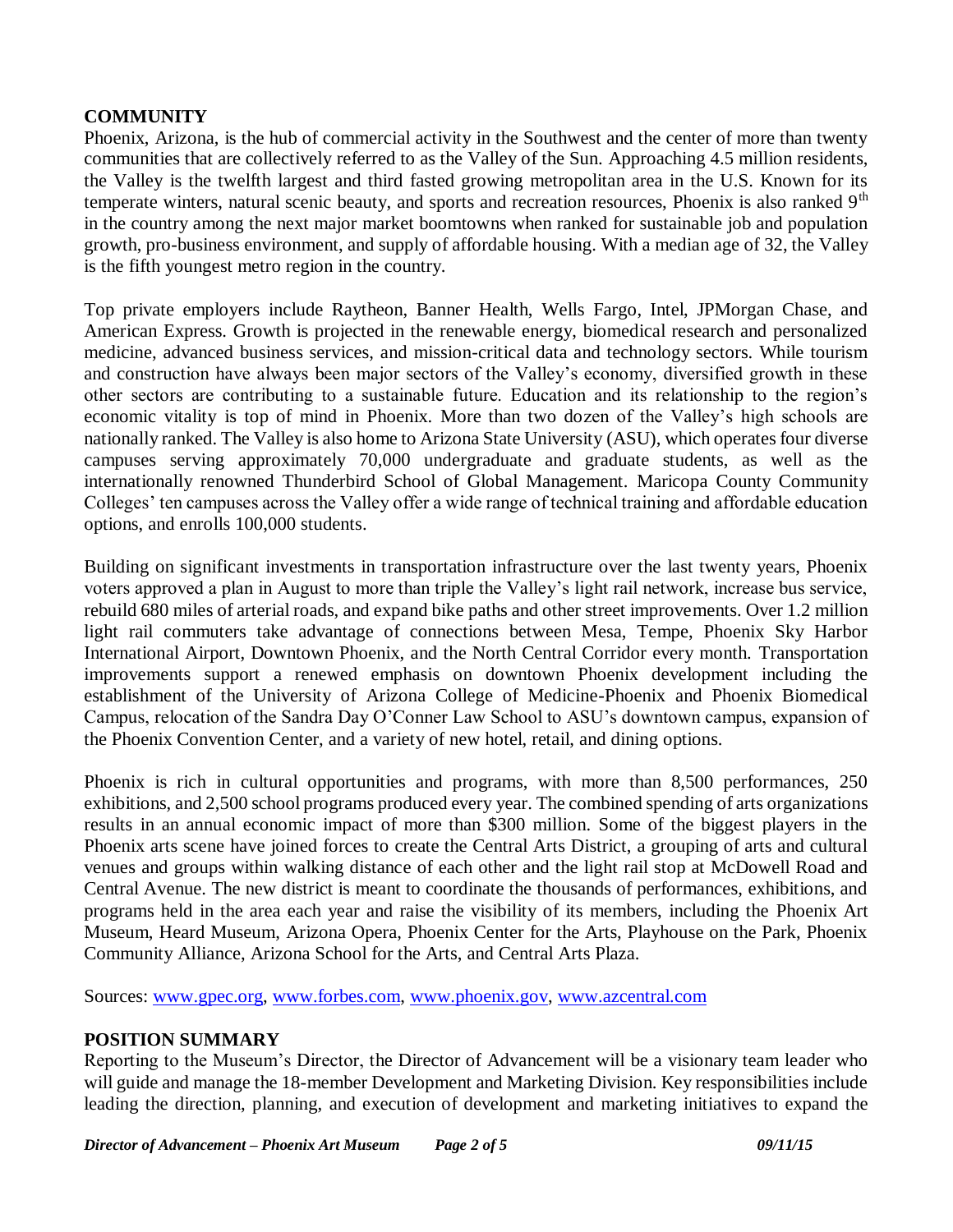## COMMUNITY

Phoenix, Arizona, is the hub of commercial activity in the Southwest and the center of more than twenty communities that are collectively referred to as the Valley of the Sun. Approaching 4.5 million residents, the Valley is the twelfth largest and third fasted growing metropolitan area in the U.S. Known for its temperate winters, natural scenic beauty, and sports and recreation resources, Phoenix is also ranked 9th in the country among the next major market boomtowns when ranked for sustainable job and population growth, pro-business environment, and supply of affordable housing. With a median age of 32, the Valley is the fifth youngest metro region in the country.

Top private employers include Raytheon, Banner Health, Wells Fargo, Intel, JPMorgan Chase, and American Express. Growth is projected in the renewable energy, biomedical research and personalized medicine, advanced business services, and mission-critical data and technology sectors. While tourism and construction have always been major sectors of the Valley's economy, diversified growth in these other sectors are contributing to a sustainable future. Education and its relationship to the region's economic vitality is top of mind in Phoenix. More than two dozen of the Valley's high schools are nationally ranked. The Valley is also home to Arizona State University (ASU), which operates four diverse campuses serving approximately 70,000 undergraduate and graduate students, as well as the internationally renowned Thunderbird School of Global Management. Maricopa County Community Colleges' ten campuses across the Valley offer a wide range of technical training and affordable education options, and enrolls 100,000 students.

Building on significant investments in transportation infrastructure over the last twenty years, Phoenix voters approved a plan in August to more than triple the Valley's light rail network, increase bus service, rebuild 680 miles of arterial roads, and expand bike paths and other street improvements. Over 1.2 million light rail commuters take advantage of connections between Mesa, Tempe, Phoenix Sky Harbor International Airport, Downtown Phoenix, and the North Central Corridor every month. Transportation improvements support a renewed emphasis on downtown Phoenix development including the establishment of the University of Arizona College of Medicine-Phoenix and Phoenix Biomedical Campus, relocation of the Sandra Day O'Conner Law School to ASU's downtown campus, expansion of the Phoenix Convention Center, and a variety of new hotel, retail, and dining options.

Phoenix is rich in cultural opportunities and programs, with more than 8,500 performances, 250 exhibitions, and 2,500 school programs produced every year. The combined spending of arts organizations results in an annual economic impact of more than $300 million. Some of the biggest players in the Phoenix arts scene have joined forces to create the Central Arts District, a grouping of arts and cultural venues and groups within walking distance of each other and the light rail stop at McDowell Road and Central Avenue. The new district is meant to coordinate the thousands of performances, exhibitions, and programs held in the area each year and raise the visibility of its members, including the Phoenix Art Museum, Heard Museum, Arizona Opera, Phoenix Center for the Arts, Playhouse on the Park, Phoenix Community Alliance, Arizona School for the Arts, and Central Arts Plaza.

Sources: www.gpec.org, www.forbes.com, www.phoenix.gov, www.azcentral.com

## POSITION SUMMARY

Reporting to the Museum's Director, the Director of Advancement will be a visionary team leader who will guide and manage the 18-member Development and Marketing Division. Key responsibilities include leading the direction, planning, and execution of development and marketing initiatives to expand the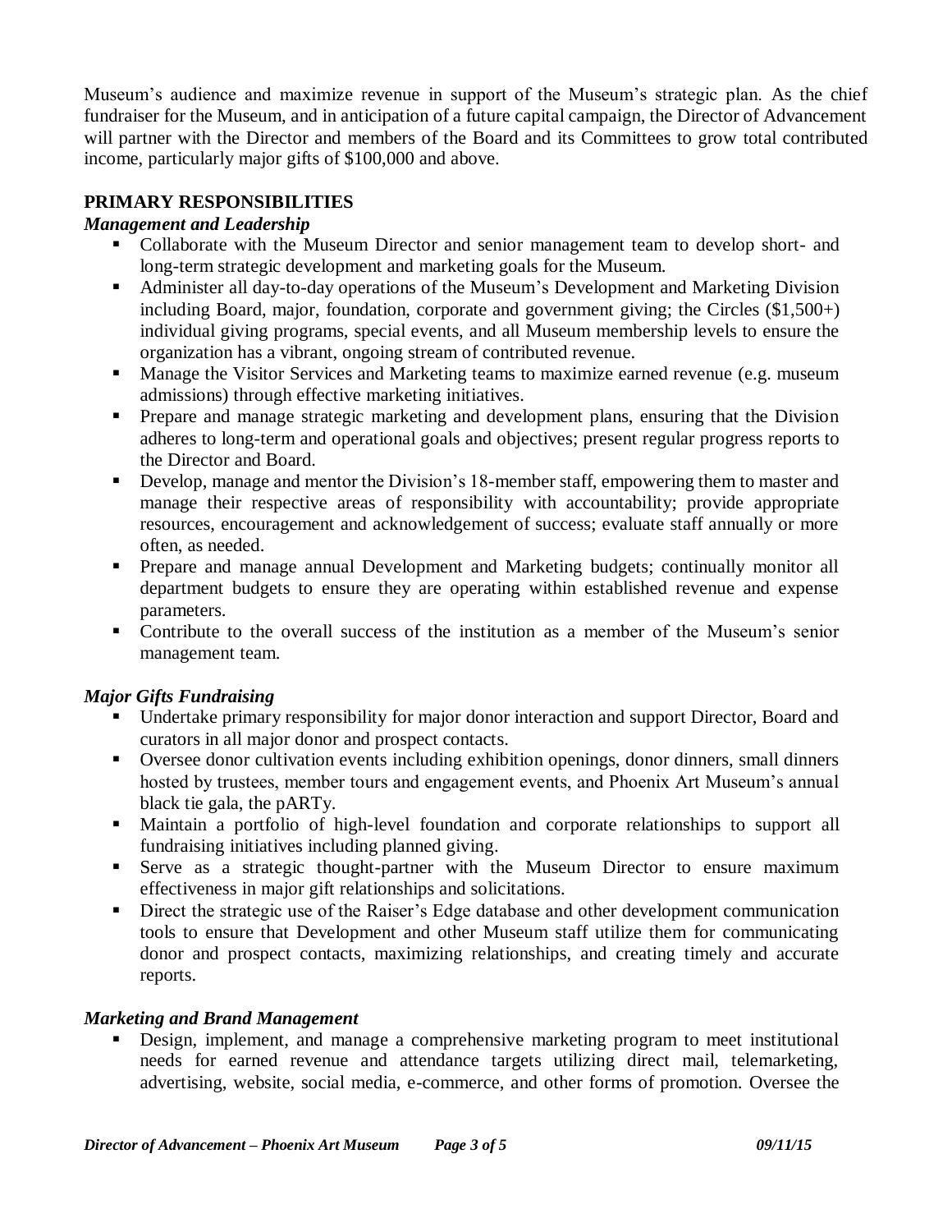Museum's audience and maximize revenue in support of the Museum's strategic plan. As the chief fundraiser for the Museum, and in anticipation of a future capital campaign, the Director of Advancement will partner with the Director and members of the Board and its Committees to grow total contributed income, particularly major gifts of $100,000 and above.

## PRIMARY RESPONSIBILITIES

### *Management and Leadership*

- Collaborate with the Museum Director and senior management team to develop short- and long-term strategic development and marketing goals for the Museum.
- Administer all day-to-day operations of the Museum's Development and Marketing Division including Board, major, foundation, corporate and government giving; the Circles ($1,500+) individual giving programs, special events, and all Museum membership levels to ensure the organization has a vibrant, ongoing stream of contributed revenue.
- Manage the Visitor Services and Marketing teams to maximize earned revenue (e.g. museum admissions) through effective marketing initiatives.
- Prepare and manage strategic marketing and development plans, ensuring that the Division adheres to long-term and operational goals and objectives; present regular progress reports to the Director and Board.
- Develop, manage and mentor the Division's 18-member staff, empowering them to master and manage their respective areas of responsibility with accountability; provide appropriate resources, encouragement and acknowledgement of success; evaluate staff annually or more often, as needed.
- Prepare and manage annual Development and Marketing budgets; continually monitor all department budgets to ensure they are operating within established revenue and expense parameters.
- Contribute to the overall success of the institution as a member of the Museum's senior management team.

### *Major Gifts Fundraising*

- Undertake primary responsibility for major donor interaction and support Director, Board and curators in all major donor and prospect contacts.
- Oversee donor cultivation events including exhibition openings, donor dinners, small dinners hosted by trustees, member tours and engagement events, and Phoenix Art Museum's annual black tie gala, the pARTy.
- Maintain a portfolio of high-level foundation and corporate relationships to support all fundraising initiatives including planned giving.
- Serve as a strategic thought-partner with the Museum Director to ensure maximum effectiveness in major gift relationships and solicitations.
- Direct the strategic use of the Raiser's Edge database and other development communication tools to ensure that Development and other Museum staff utilize them for communicating donor and prospect contacts, maximizing relationships, and creating timely and accurate reports.

### *Marketing and Brand Management*

- Design, implement, and manage a comprehensive marketing program to meet institutional needs for earned revenue and attendance targets utilizing direct mail, telemarketing, advertising, website, social media, e-commerce, and other forms of promotion. Oversee the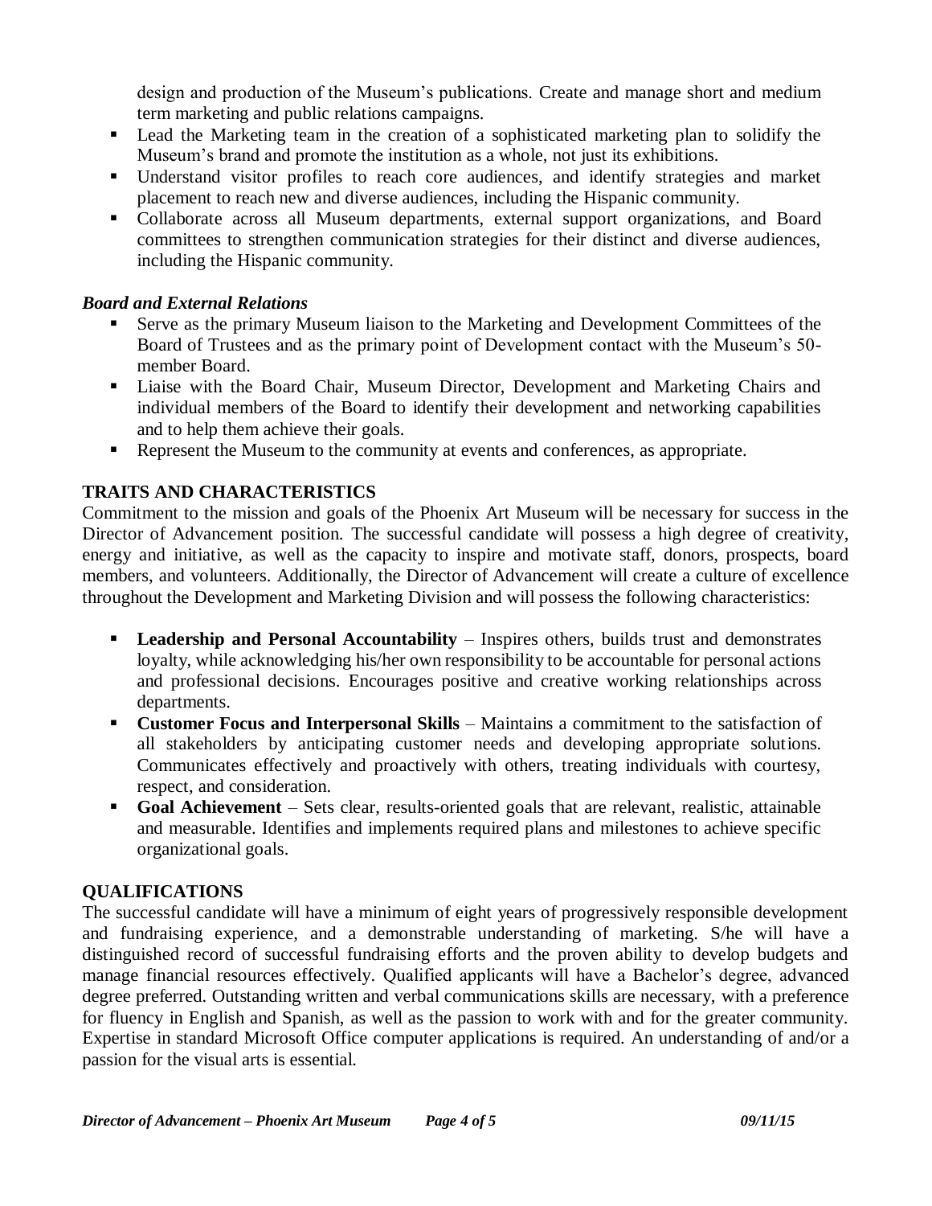design and production of the Museum's publications. Create and manage short and medium term marketing and public relations campaigns.

- Lead the Marketing team in the creation of a sophisticated marketing plan to solidify the Museum's brand and promote the institution as a whole, not just its exhibitions.
- Understand visitor profiles to reach core audiences, and identify strategies and market placement to reach new and diverse audiences, including the Hispanic community.
- Collaborate across all Museum departments, external support organizations, and Board committees to strengthen communication strategies for their distinct and diverse audiences, including the Hispanic community.

***Board and External Relations***

- Serve as the primary Museum liaison to the Marketing and Development Committees of the Board of Trustees and as the primary point of Development contact with the Museum's 50-member Board.
- Liaise with the Board Chair, Museum Director, Development and Marketing Chairs and individual members of the Board to identify their development and networking capabilities and to help them achieve their goals.
- Represent the Museum to the community at events and conferences, as appropriate.

## TRAITS AND CHARACTERISTICS

Commitment to the mission and goals of the Phoenix Art Museum will be necessary for success in the Director of Advancement position. The successful candidate will possess a high degree of creativity, energy and initiative, as well as the capacity to inspire and motivate staff, donors, prospects, board members, and volunteers. Additionally, the Director of Advancement will create a culture of excellence throughout the Development and Marketing Division and will possess the following characteristics:

- **Leadership and Personal Accountability** – Inspires others, builds trust and demonstrates loyalty, while acknowledging his/her own responsibility to be accountable for personal actions and professional decisions. Encourages positive and creative working relationships across departments.
- **Customer Focus and Interpersonal Skills** – Maintains a commitment to the satisfaction of all stakeholders by anticipating customer needs and developing appropriate solutions. Communicates effectively and proactively with others, treating individuals with courtesy, respect, and consideration.
- **Goal Achievement** – Sets clear, results-oriented goals that are relevant, realistic, attainable and measurable. Identifies and implements required plans and milestones to achieve specific organizational goals.

## QUALIFICATIONS

The successful candidate will have a minimum of eight years of progressively responsible development and fundraising experience, and a demonstrable understanding of marketing. S/he will have a distinguished record of successful fundraising efforts and the proven ability to develop budgets and manage financial resources effectively. Qualified applicants will have a Bachelor's degree, advanced degree preferred. Outstanding written and verbal communications skills are necessary, with a preference for fluency in English and Spanish, as well as the passion to work with and for the greater community. Expertise in standard Microsoft Office computer applications is required. An understanding of and/or a passion for the visual arts is essential.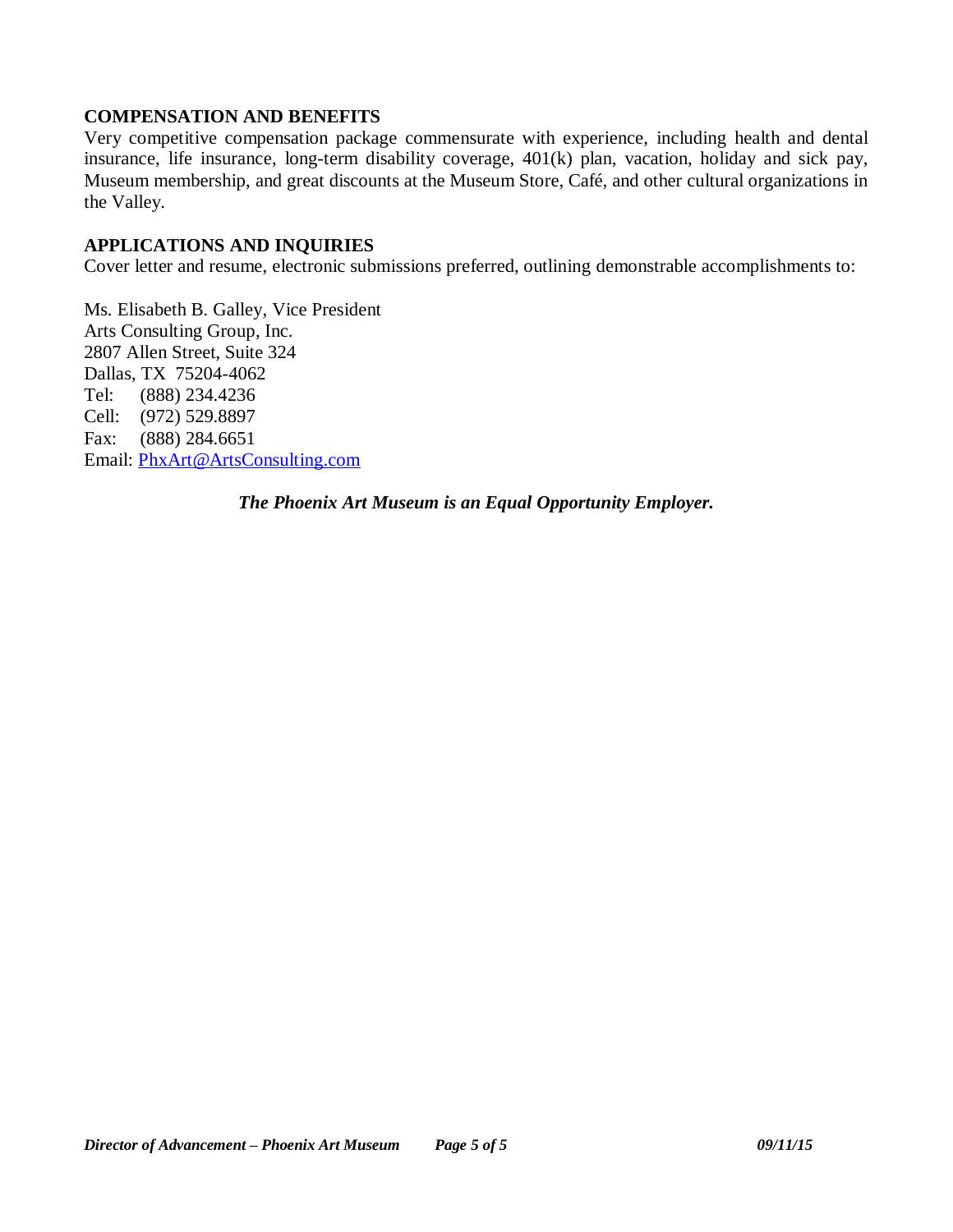## COMPENSATION AND BENEFITS

Very competitive compensation package commensurate with experience, including health and dental insurance, life insurance, long-term disability coverage, 401(k) plan, vacation, holiday and sick pay, Museum membership, and great discounts at the Museum Store, Café, and other cultural organizations in the Valley.

## APPLICATIONS AND INQUIRIES

Cover letter and resume, electronic submissions preferred, outlining demonstrable accomplishments to:

Ms. Elisabeth B. Galley, Vice President
Arts Consulting Group, Inc.
2807 Allen Street, Suite 324
Dallas, TX 75204-4062
Tel: (888) 234.4236
Cell: (972) 529.8897
Fax: (888) 284.6651
Email: PhxArt@ArtsConsulting.com

***The Phoenix Art Museum is an Equal Opportunity Employer.***